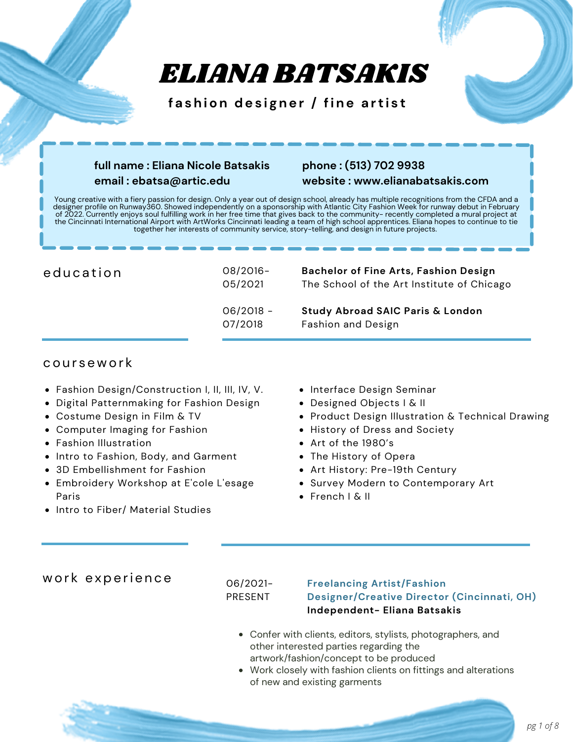# ELIANA BATSAKIS

**fashion designer / fine artist**

**full name : Eliana Nicole Batsakis**
**email : ebatsa@artic.edu**
**phone : (513) 702 9938**
**website : www.elianabatsakis.com**

Young creative with a fiery passion for design. Only a year out of design school, already has multiple recognitions from the CFDA and a designer profile on Runway360. Showed independently on a sponsorship with Atlantic City Fashion Week for runway debut in February of 2022. Currently enjoys soul fulfilling work in her free time that gives back to the community- recently completed a mural project at the Cincinnati International Airport with ArtWorks Cincinnati leading a team of high school apprentices. Eliana hopes to continue to tie together her interests of community service, story-telling, and design in future projects.

## education

08/2016-05/2021 — **Bachelor of Fine Arts, Fashion Design**
The School of the Art Institute of Chicago

06/2018 - 07/2018 — **Study Abroad SAIC Paris & London**
Fashion and Design

## coursework

- Fashion Design/Construction I, II, III, IV, V.
- Digital Patternmaking for Fashion Design
- Costume Design in Film & TV
- Computer Imaging for Fashion
- Fashion Illustration
- Intro to Fashion, Body, and Garment
- 3D Embellishment for Fashion
- Embroidery Workshop at E'cole L'esage Paris
- Intro to Fiber/ Material Studies
- Interface Design Seminar
- Designed Objects I & II
- Product Design Illustration & Technical Drawing
- History of Dress and Society
- Art of the 1980's
- The History of Opera
- Art History: Pre-19th Century
- Survey Modern to Contemporary Art
- French I & II

## work experience

06/2021-PRESENT — **Freelancing Artist/Fashion Designer/Creative Director (Cincinnati, OH)**
**Independent- Eliana Batsakis**

- Confer with clients, editors, stylists, photographers, and other interested parties regarding the artwork/fashion/concept to be produced
- Work closely with fashion clients on fittings and alterations of new and existing garments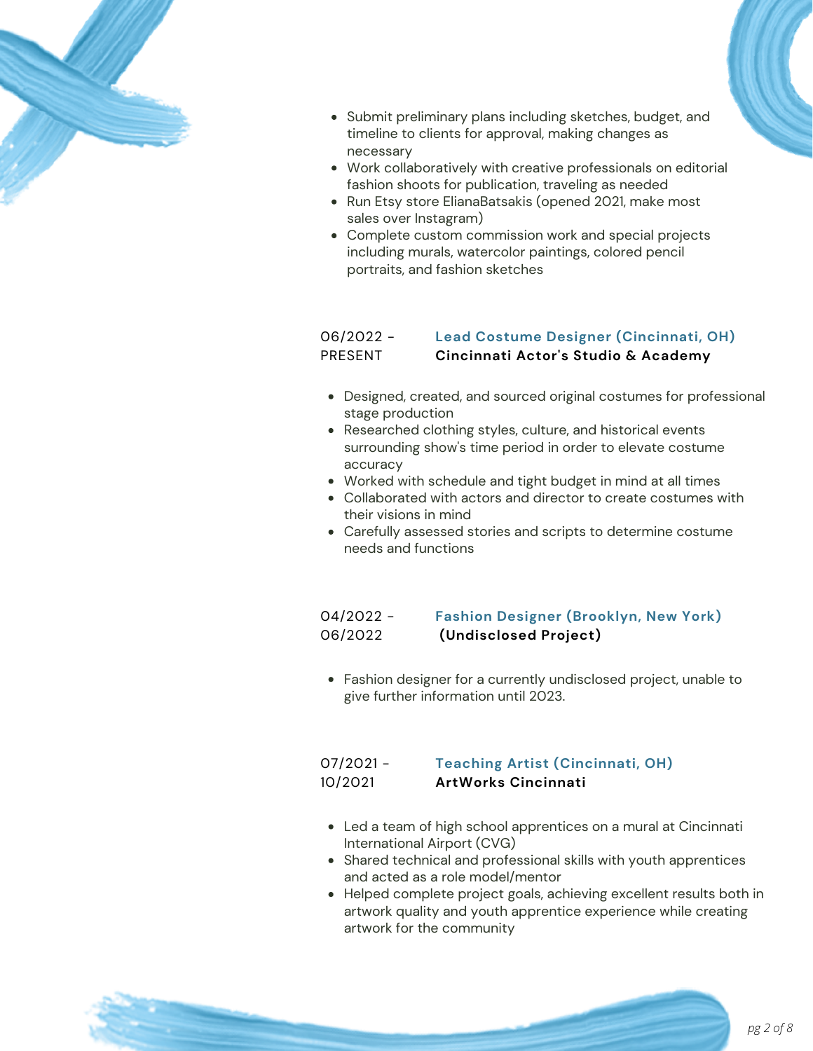- Submit preliminary plans including sketches, budget, and timeline to clients for approval, making changes as necessary
- Work collaboratively with creative professionals on editorial fashion shoots for publication, traveling as needed
- Run Etsy store ElianaBatsakis (opened 2021, make most sales over Instagram)
- Complete custom commission work and special projects including murals, watercolor paintings, colored pencil portraits, and fashion sketches

06/2022 - PRESENT

### Lead Costume Designer (Cincinnati, OH)
**Cincinnati Actor's Studio & Academy**

- Designed, created, and sourced original costumes for professional stage production
- Researched clothing styles, culture, and historical events surrounding show's time period in order to elevate costume accuracy
- Worked with schedule and tight budget in mind at all times
- Collaborated with actors and director to create costumes with their visions in mind
- Carefully assessed stories and scripts to determine costume needs and functions

04/2022 - 06/2022

### Fashion Designer (Brooklyn, New York)
**(Undisclosed Project)**

- Fashion designer for a currently undisclosed project, unable to give further information until 2023.

07/2021 - 10/2021

### Teaching Artist (Cincinnati, OH)
**ArtWorks Cincinnati**

- Led a team of high school apprentices on a mural at Cincinnati International Airport (CVG)
- Shared technical and professional skills with youth apprentices and acted as a role model/mentor
- Helped complete project goals, achieving excellent results both in artwork quality and youth apprentice experience while creating artwork for the community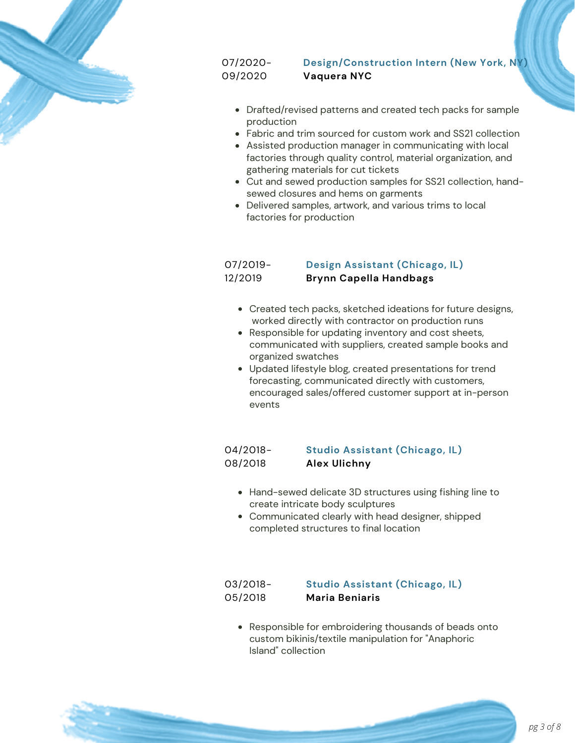07/2020-09/2020 **Design/Construction Intern (New York, NY)**
**Vaquera NYC**

- Drafted/revised patterns and created tech packs for sample production
- Fabric and trim sourced for custom work and SS21 collection
- Assisted production manager in communicating with local factories through quality control, material organization, and gathering materials for cut tickets
- Cut and sewed production samples for SS21 collection, hand-sewed closures and hems on garments
- Delivered samples, artwork, and various trims to local factories for production

07/2019-12/2019 **Design Assistant (Chicago, IL)**
**Brynn Capella Handbags**

- Created tech packs, sketched ideations for future designs, worked directly with contractor on production runs
- Responsible for updating inventory and cost sheets, communicated with suppliers, created sample books and organized swatches
- Updated lifestyle blog, created presentations for trend forecasting, communicated directly with customers, encouraged sales/offered customer support at in-person events

04/2018-08/2018 **Studio Assistant (Chicago, IL)**
**Alex Ulichny**

- Hand-sewed delicate 3D structures using fishing line to create intricate body sculptures
- Communicated clearly with head designer, shipped completed structures to final location

03/2018-05/2018 **Studio Assistant (Chicago, IL)**
**Maria Beniaris**

- Responsible for embroidering thousands of beads onto custom bikinis/textile manipulation for "Anaphoric Island" collection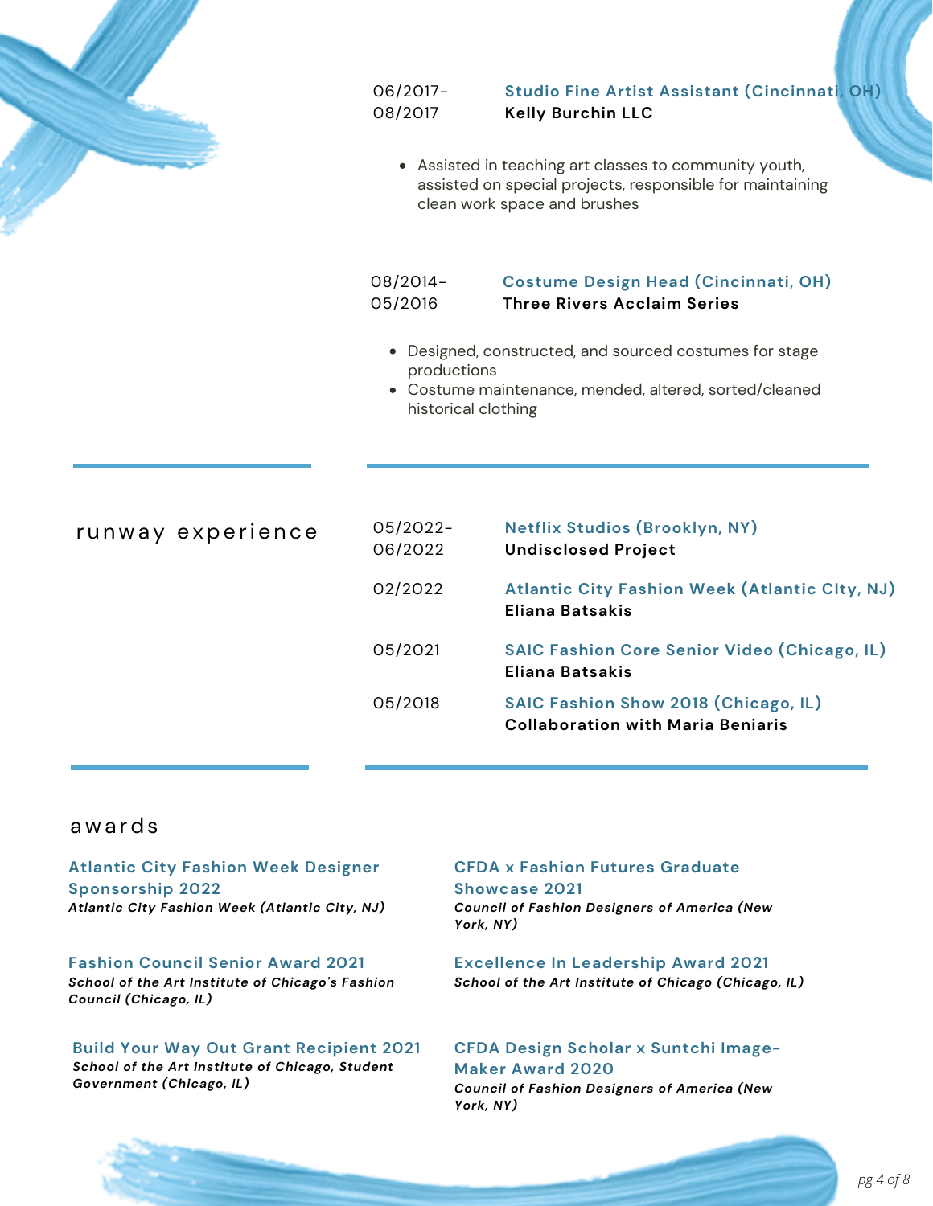06/2017–08/2017 — **Studio Fine Artist Assistant (Cincinnati, OH)**
**Kelly Burchin LLC**

- Assisted in teaching art classes to community youth, assisted on special projects, responsible for maintaining clean work space and brushes

08/2014–05/2016 — **Costume Design Head (Cincinnati, OH)**
**Three Rivers Acclaim Series**

- Designed, constructed, and sourced costumes for stage productions
- Costume maintenance, mended, altered, sorted/cleaned historical clothing

## runway experience

05/2022–06/2022 — **Netflix Studios (Brooklyn, NY)**
**Undisclosed Project**

02/2022 — **Atlantic City Fashion Week (Atlantic CIty, NJ)**
**Eliana Batsakis**

05/2021 — **SAIC Fashion Core Senior Video (Chicago, IL)**
**Eliana Batsakis**

05/2018 — **SAIC Fashion Show 2018 (Chicago, IL)**
**Collaboration with Maria Beniaris**

## awards

**Atlantic City Fashion Week Designer Sponsorship 2022**
***Atlantic City Fashion Week (Atlantic City, NJ)***

**Fashion Council Senior Award 2021**
***School of the Art Institute of Chicago's Fashion Council (Chicago, IL)***

**Build Your Way Out Grant Recipient 2021**
***School of the Art Institute of Chicago, Student Government (Chicago, IL)***

**CFDA x Fashion Futures Graduate Showcase 2021**
***Council of Fashion Designers of America (New York, NY)***

**Excellence In Leadership Award 2021**
***School of the Art Institute of Chicago (Chicago, IL)***

**CFDA Design Scholar x Suntchi Image-Maker Award 2020**
***Council of Fashion Designers of America (New York, NY)***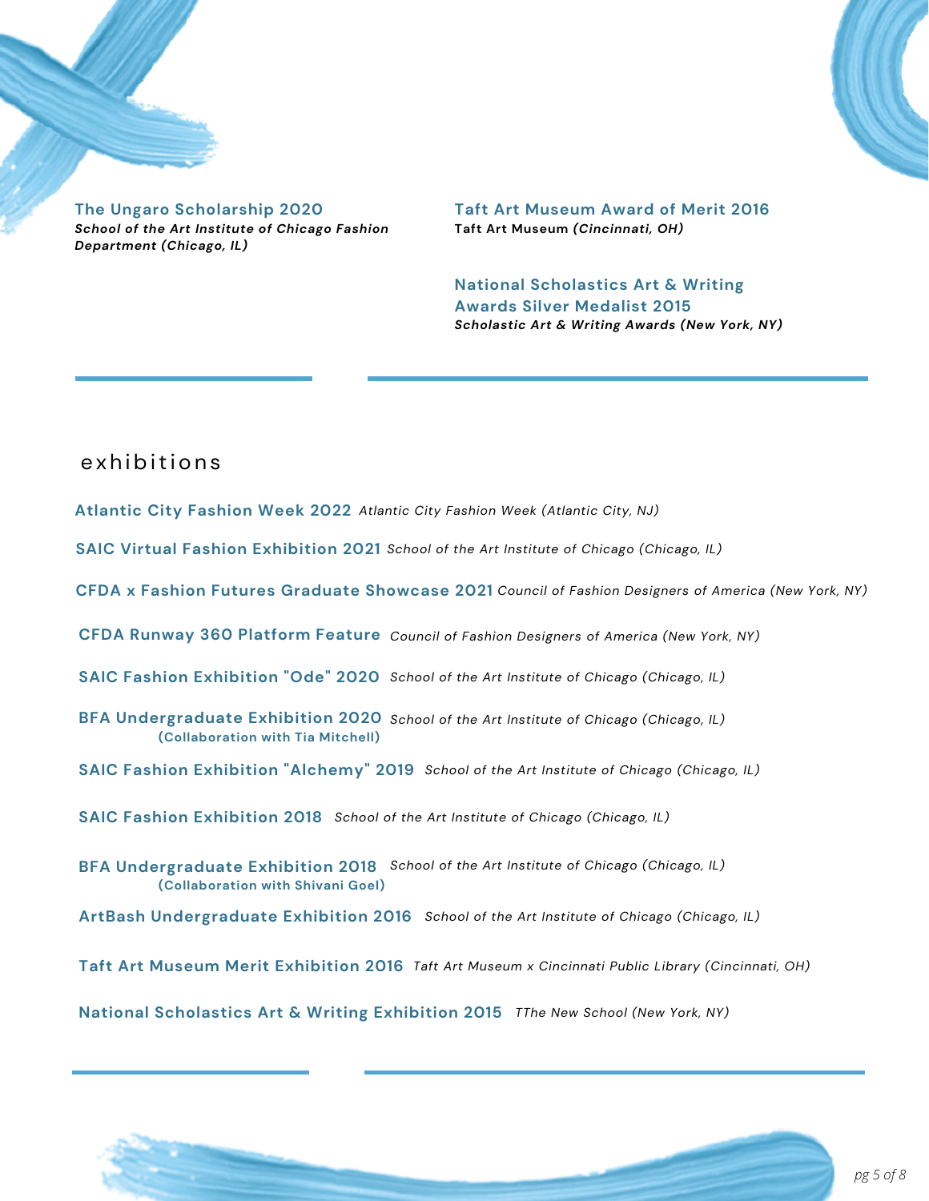**The Ungaro Scholarship 2020**
***School of the Art Institute of Chicago Fashion Department (Chicago, IL)***

**Taft Art Museum Award of Merit 2016**
**Taft Art Museum *(Cincinnati, OH)***

**National Scholastics Art & Writing Awards Silver Medalist 2015**
***Scholastic Art & Writing Awards (New York, NY)***

## exhibitions

**Atlantic City Fashion Week 2022** *Atlantic City Fashion Week (Atlantic City, NJ)*

**SAIC Virtual Fashion Exhibition 2021** *School of the Art Institute of Chicago (Chicago, IL)*

**CFDA x Fashion Futures Graduate Showcase 2021** *Council of Fashion Designers of America (New York, NY)*

**CFDA Runway 360 Platform Feature** *Council of Fashion Designers of America (New York, NY)*

**SAIC Fashion Exhibition "Ode" 2020** *School of the Art Institute of Chicago (Chicago, IL)*

**BFA Undergraduate Exhibition 2020** *School of the Art Institute of Chicago (Chicago, IL)*
**(Collaboration with Tia Mitchell)**

**SAIC Fashion Exhibition "Alchemy" 2019** *School of the Art Institute of Chicago (Chicago, IL)*

**SAIC Fashion Exhibition 2018** *School of the Art Institute of Chicago (Chicago, IL)*

**BFA Undergraduate Exhibition 2018** *School of the Art Institute of Chicago (Chicago, IL)*
**(Collaboration with Shivani Goel)**

**ArtBash Undergraduate Exhibition 2016** *School of the Art Institute of Chicago (Chicago, IL)*

**Taft Art Museum Merit Exhibition 2016** *Taft Art Museum x Cincinnati Public Library (Cincinnati, OH)*

**National Scholastics Art & Writing Exhibition 2015** *TThe New School (New York, NY)*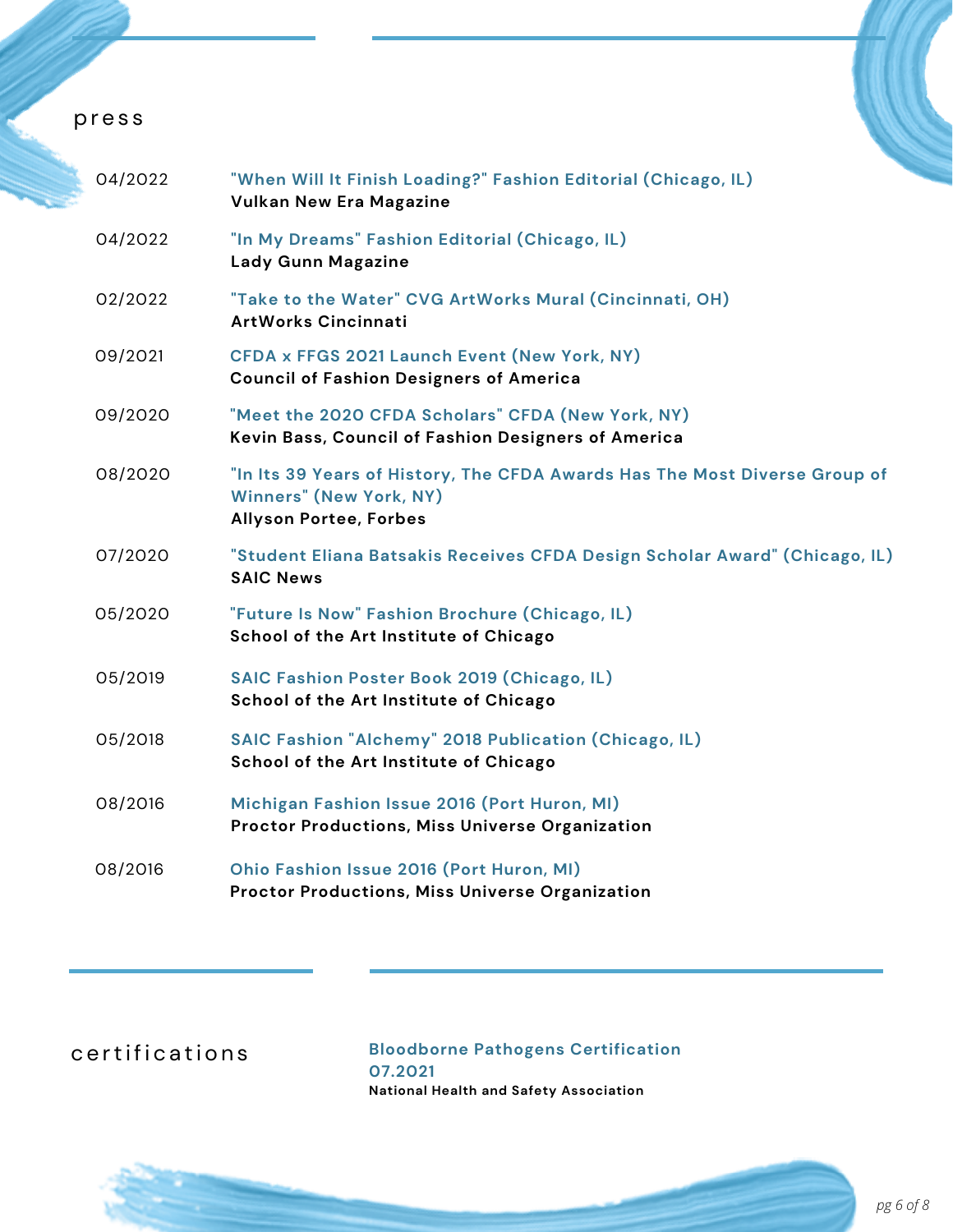## press

04/2022 — **"When Will It Finish Loading?" Fashion Editorial (Chicago, IL)**
**Vulkan New Era Magazine**

04/2022 — **"In My Dreams" Fashion Editorial (Chicago, IL)**
**Lady Gunn Magazine**

02/2022 — **"Take to the Water" CVG ArtWorks Mural (Cincinnati, OH)**
**ArtWorks Cincinnati**

09/2021 — **CFDA x FFGS 2021 Launch Event (New York, NY)**
**Council of Fashion Designers of America**

09/2020 — **"Meet the 2020 CFDA Scholars" CFDA (New York, NY)**
**Kevin Bass, Council of Fashion Designers of America**

08/2020 — **"In Its 39 Years of History, The CFDA Awards Has The Most Diverse Group of Winners" (New York, NY)**
**Allyson Portee, Forbes**

07/2020 — **"Student Eliana Batsakis Receives CFDA Design Scholar Award" (Chicago, IL)**
**SAIC News**

05/2020 — **"Future Is Now" Fashion Brochure (Chicago, IL)**
**School of the Art Institute of Chicago**

05/2019 — **SAIC Fashion Poster Book 2019 (Chicago, IL)**
**School of the Art Institute of Chicago**

05/2018 — **SAIC Fashion "Alchemy" 2018 Publication (Chicago, IL)**
**School of the Art Institute of Chicago**

08/2016 — **Michigan Fashion Issue 2016 (Port Huron, MI)**
**Proctor Productions, Miss Universe Organization**

08/2016 — **Ohio Fashion Issue 2016 (Port Huron, MI)**
**Proctor Productions, Miss Universe Organization**

## certifications

**Bloodborne Pathogens Certification**
**07.2021**
**National Health and Safety Association**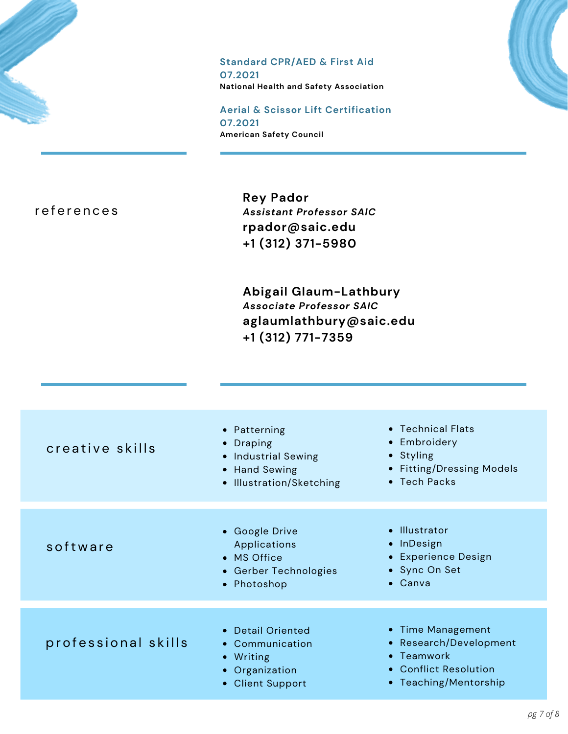**Standard CPR/AED & First Aid**
**07.2021**
National Health and Safety Association

**Aerial & Scissor Lift Certification**
**07.2021**
American Safety Council

## references

**Rey Pador**
*Assistant Professor SAIC*
rpador@saic.edu
+1 (312) 371-5980

**Abigail Glaum-Lathbury**
*Associate Professor SAIC*
aglaumlathbury@saic.edu
+1 (312) 771-7359

## creative skills

- Patterning
- Draping
- Industrial Sewing
- Hand Sewing
- Illustration/Sketching
- Technical Flats
- Embroidery
- Styling
- Fitting/Dressing Models
- Tech Packs

## software

- Google Drive Applications
- MS Office
- Gerber Technologies
- Photoshop
- Illustrator
- InDesign
- Experience Design
- Sync On Set
- Canva

## professional skills

- Detail Oriented
- Communication
- Writing
- Organization
- Client Support
- Time Management
- Research/Development
- Teamwork
- Conflict Resolution
- Teaching/Mentorship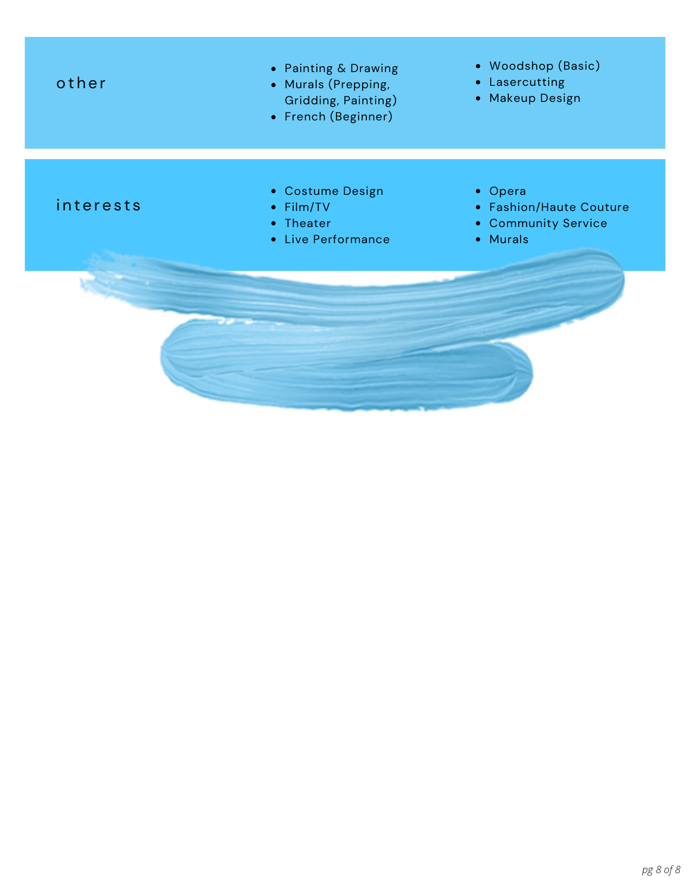## other

- Painting & Drawing
- Murals (Prepping, Gridding, Painting)
- French (Beginner)
- Woodshop (Basic)
- Lasercutting
- Makeup Design

## interests

- Costume Design
- Film/TV
- Theater
- Live Performance
- Opera
- Fashion/Haute Couture
- Community Service
- Murals